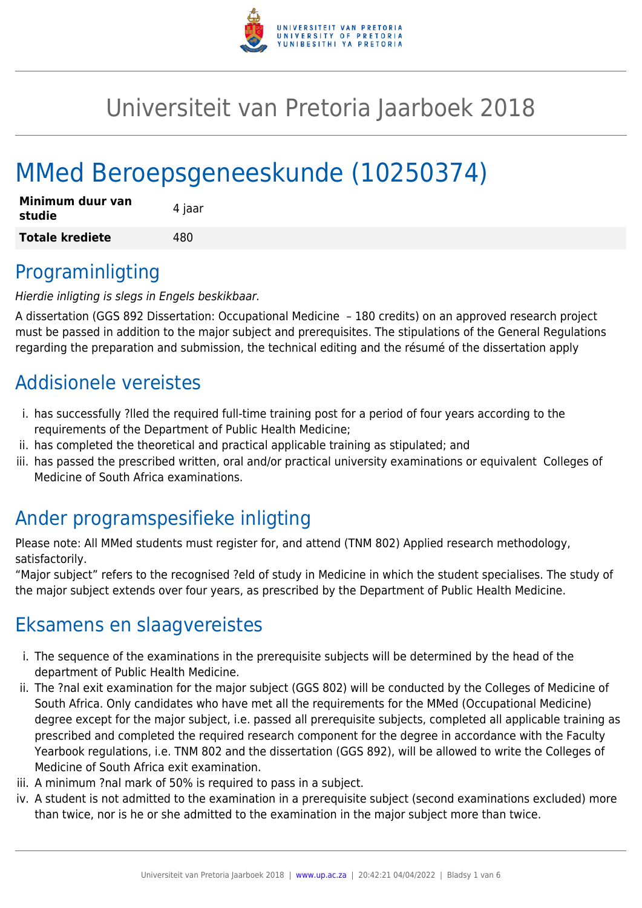# Universiteit van Pretoria Jaarboek 2018

# MMed Beroepsgeneeskunde (10250374)

| **Minimum duur van studie** | 4 jaar |
|---|---|
| **Totale krediete** | 480 |

## Programinligting

*Hierdie inligting is slegs in Engels beskikbaar.*

A dissertation (GGS 892 Dissertation: Occupational Medicine – 180 credits) on an approved research project must be passed in addition to the major subject and prerequisites. The stipulations of the General Regulations regarding the preparation and submission, the technical editing and the résumé of the dissertation apply

## Addisionele vereistes

i. has successfully ?lled the required full-time training post for a period of four years according to the requirements of the Department of Public Health Medicine;
ii. has completed the theoretical and practical applicable training as stipulated; and
iii. has passed the prescribed written, oral and/or practical university examinations or equivalent Colleges of Medicine of South Africa examinations.

## Ander programspesifieke inligting

Please note: All MMed students must register for, and attend (TNM 802) Applied research methodology, satisfactorily.

"Major subject" refers to the recognised ?eld of study in Medicine in which the student specialises. The study of the major subject extends over four years, as prescribed by the Department of Public Health Medicine.

## Eksamens en slaagvereistes

i. The sequence of the examinations in the prerequisite subjects will be determined by the head of the department of Public Health Medicine.
ii. The ?nal exit examination for the major subject (GGS 802) will be conducted by the Colleges of Medicine of South Africa. Only candidates who have met all the requirements for the MMed (Occupational Medicine) degree except for the major subject, i.e. passed all prerequisite subjects, completed all applicable training as prescribed and completed the required research component for the degree in accordance with the Faculty Yearbook regulations, i.e. TNM 802 and the dissertation (GGS 892), will be allowed to write the Colleges of Medicine of South Africa exit examination.
iii. A minimum ?nal mark of 50% is required to pass in a subject.
iv. A student is not admitted to the examination in a prerequisite subject (second examinations excluded) more than twice, nor is he or she admitted to the examination in the major subject more than twice.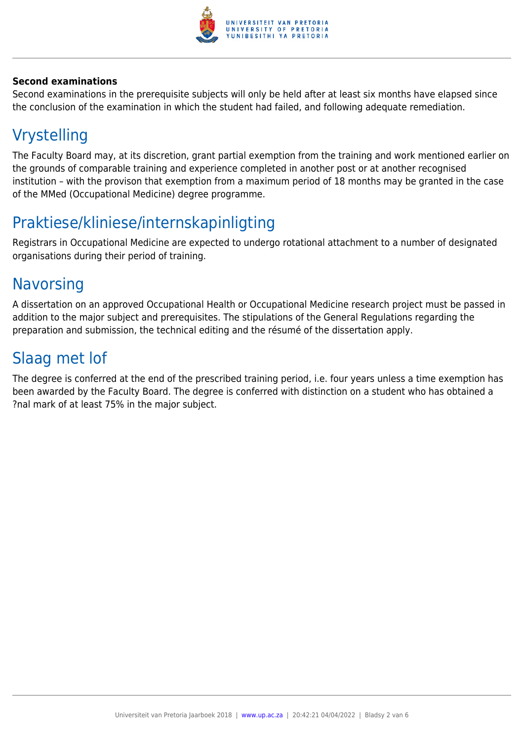**Second examinations**

Second examinations in the prerequisite subjects will only be held after at least six months have elapsed since the conclusion of the examination in which the student had failed, and following adequate remediation.

## Vrystelling

The Faculty Board may, at its discretion, grant partial exemption from the training and work mentioned earlier on the grounds of comparable training and experience completed in another post or at another recognised institution – with the provison that exemption from a maximum period of 18 months may be granted in the case of the MMed (Occupational Medicine) degree programme.

## Praktiese/kliniese/internskapinligting

Registrars in Occupational Medicine are expected to undergo rotational attachment to a number of designated organisations during their period of training.

## Navorsing

A dissertation on an approved Occupational Health or Occupational Medicine research project must be passed in addition to the major subject and prerequisites. The stipulations of the General Regulations regarding the preparation and submission, the technical editing and the résumé of the dissertation apply.

## Slaag met lof

The degree is conferred at the end of the prescribed training period, i.e. four years unless a time exemption has been awarded by the Faculty Board. The degree is conferred with distinction on a student who has obtained a ?nal mark of at least 75% in the major subject.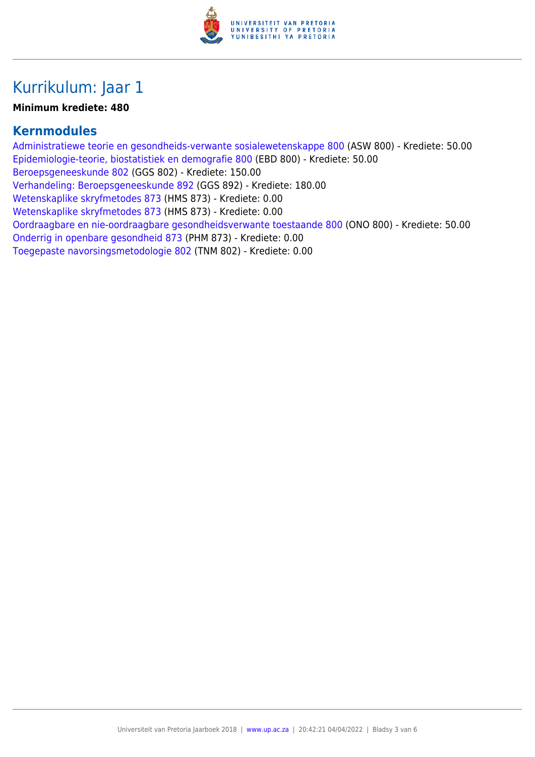# Kurrikulum: Jaar 1

**Minimum krediete: 480**

## Kernmodules

Administratiewe teorie en gesondheids-verwante sosialewetenskappe 800 (ASW 800) - Krediete: 50.00
Epidemiologie-teorie, biostatistiek en demografie 800 (EBD 800) - Krediete: 50.00
Beroepsgeneeskunde 802 (GGS 802) - Krediete: 150.00
Verhandeling: Beroepsgeneeskunde 892 (GGS 892) - Krediete: 180.00
Wetenskaplike skryfmetodes 873 (HMS 873) - Krediete: 0.00
Wetenskaplike skryfmetodes 873 (HMS 873) - Krediete: 0.00
Oordraagbare en nie-oordraagbare gesondheidsverwante toestaande 800 (ONO 800) - Krediete: 50.00
Onderrig in openbare gesondheid 873 (PHM 873) - Krediete: 0.00
Toegepaste navorsingsmetodologie 802 (TNM 802) - Krediete: 0.00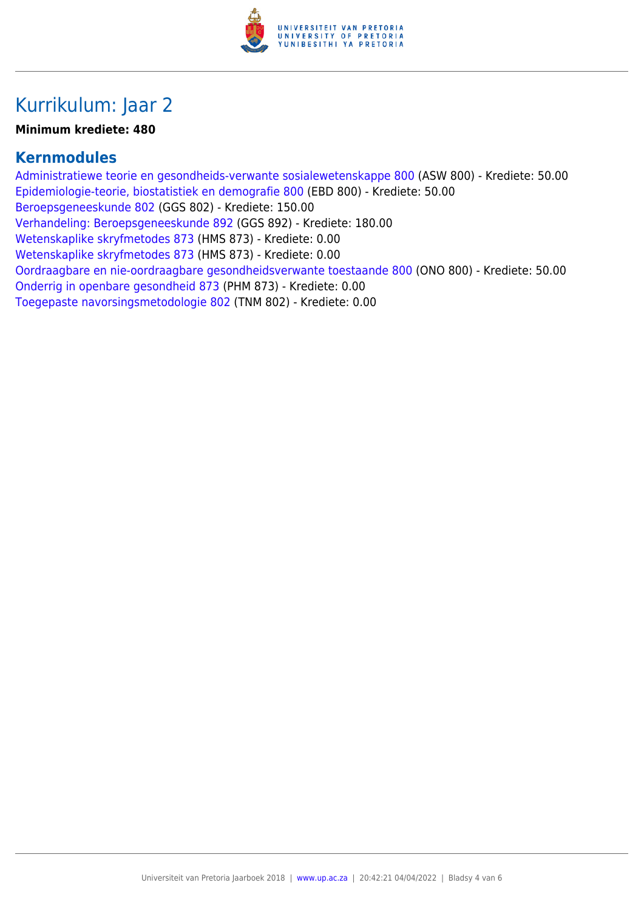# Kurrikulum: Jaar 2

**Minimum krediete: 480**

## Kernmodules

Administratiewe teorie en gesondheids-verwante sosialewetenskappe 800 (ASW 800) - Krediete: 50.00
Epidemiologie-teorie, biostatistiek en demografie 800 (EBD 800) - Krediete: 50.00
Beroepsgeneeskunde 802 (GGS 802) - Krediete: 150.00
Verhandeling: Beroepsgeneeskunde 892 (GGS 892) - Krediete: 180.00
Wetenskaplike skryfmetodes 873 (HMS 873) - Krediete: 0.00
Wetenskaplike skryfmetodes 873 (HMS 873) - Krediete: 0.00
Oordraagbare en nie-oordraagbare gesondheidsverwante toestaande 800 (ONO 800) - Krediete: 50.00
Onderrig in openbare gesondheid 873 (PHM 873) - Krediete: 0.00
Toegepaste navorsingsmetodologie 802 (TNM 802) - Krediete: 0.00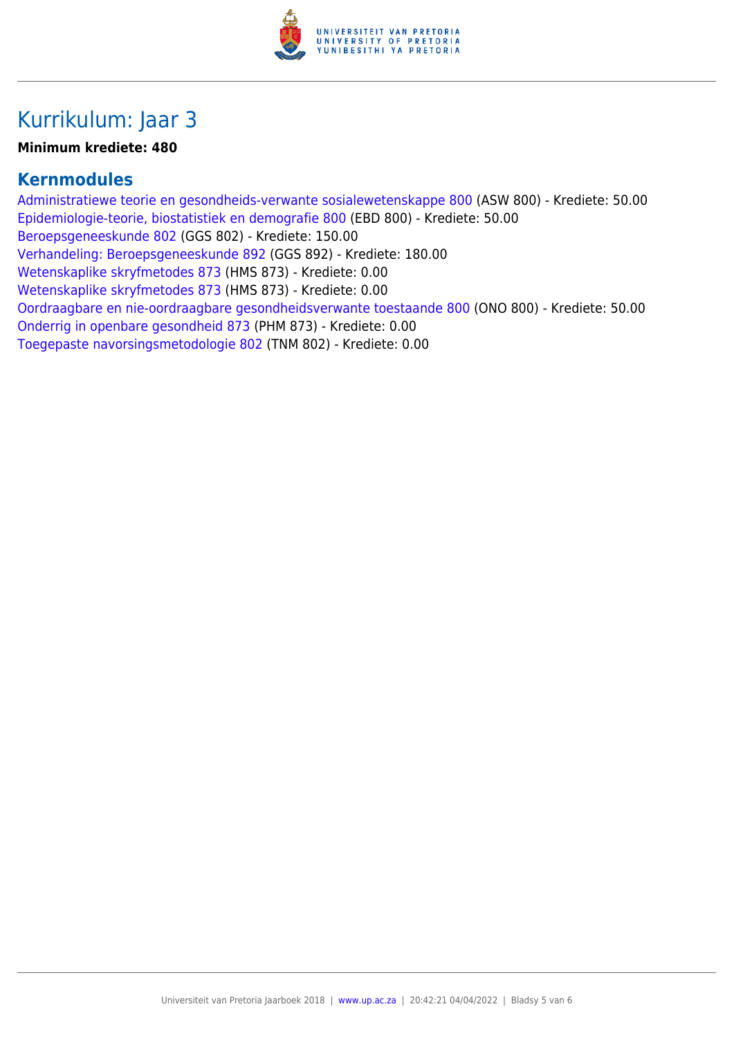# Kurrikulum: Jaar 3

**Minimum krediete: 480**

## Kernmodules

Administratiewe teorie en gesondheids-verwante sosialewetenskappe 800 (ASW 800) - Krediete: 50.00
Epidemiologie-teorie, biostatistiek en demografie 800 (EBD 800) - Krediete: 50.00
Beroepsgeneeskunde 802 (GGS 802) - Krediete: 150.00
Verhandeling: Beroepsgeneeskunde 892 (GGS 892) - Krediete: 180.00
Wetenskaplike skryfmetodes 873 (HMS 873) - Krediete: 0.00
Wetenskaplike skryfmetodes 873 (HMS 873) - Krediete: 0.00
Oordraagbare en nie-oordraagbare gesondheidsverwante toestaande 800 (ONO 800) - Krediete: 50.00
Onderrig in openbare gesondheid 873 (PHM 873) - Krediete: 0.00
Toegepaste navorsingsmetodologie 802 (TNM 802) - Krediete: 0.00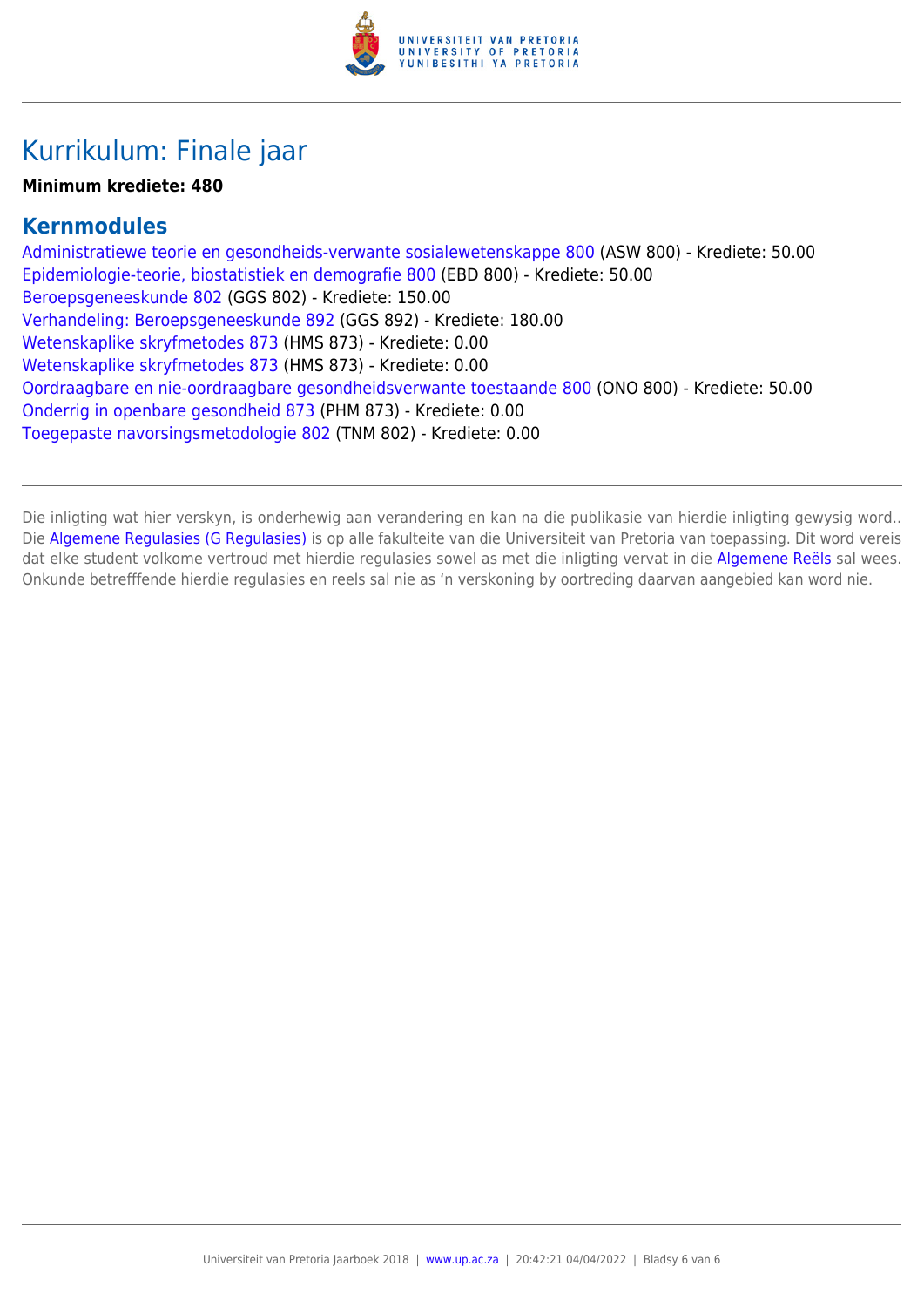# Kurrikulum: Finale jaar

**Minimum krediete: 480**

## Kernmodules

Administratiewe teorie en gesondheids-verwante sosialewetenskappe 800 (ASW 800) - Krediete: 50.00
Epidemiologie-teorie, biostatistiek en demografie 800 (EBD 800) - Krediete: 50.00
Beroepsgeneeskunde 802 (GGS 802) - Krediete: 150.00
Verhandeling: Beroepsgeneeskunde 892 (GGS 892) - Krediete: 180.00
Wetenskaplike skryfmetodes 873 (HMS 873) - Krediete: 0.00
Wetenskaplike skryfmetodes 873 (HMS 873) - Krediete: 0.00
Oordraagbare en nie-oordraagbare gesondheidsverwante toestaande 800 (ONO 800) - Krediete: 50.00
Onderrig in openbare gesondheid 873 (PHM 873) - Krediete: 0.00
Toegepaste navorsingsmetodologie 802 (TNM 802) - Krediete: 0.00

---

Die inligting wat hier verskyn, is onderhewig aan verandering en kan na die publikasie van hierdie inligting gewysig word.. Die Algemene Regulasies (G Regulasies) is op alle fakulteite van die Universiteit van Pretoria van toepassing. Dit word vereis dat elke student volkome vertroud met hierdie regulasies sowel as met die inligting vervat in die Algemene Reëls sal wees. Onkunde betrefffende hierdie regulasies en reels sal nie as 'n verskoning by oortreding daarvan aangebied kan word nie.